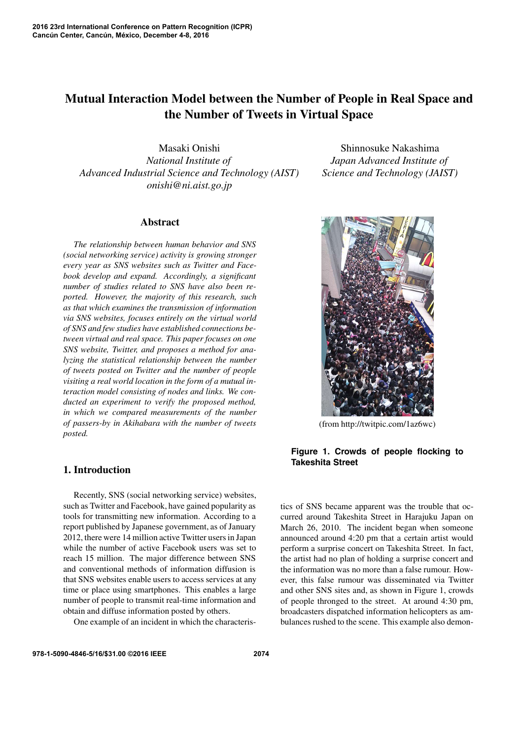# Mutual Interaction Model between the Number of People in Real Space and the Number of Tweets in Virtual Space

Masaki Onishi
*National Institute of Advanced Industrial Science and Technology (AIST)*
*onishi@ni.aist.go.jp*

Shinnosuke Nakashima
*Japan Advanced Institute of Science and Technology (JAIST)*

## Abstract

*The relationship between human behavior and SNS (social networking service) activity is growing stronger every year as SNS websites such as Twitter and Facebook develop and expand. Accordingly, a significant number of studies related to SNS have also been reported. However, the majority of this research, such as that which examines the transmission of information via SNS websites, focuses entirely on the virtual world of SNS and few studies have established connections between virtual and real space. This paper focuses on one SNS website, Twitter, and proposes a method for analyzing the statistical relationship between the number of tweets posted on Twitter and the number of people visiting a real world location in the form of a mutual interaction model consisting of nodes and links. We conducted an experiment to verify the proposed method, in which we compared measurements of the number of passers-by in Akihabara with the number of tweets posted.*

(from http://twitpic.com/1az6wc)

**Figure 1. Crowds of people flocking to Takeshita Street**

## 1. Introduction

Recently, SNS (social networking service) websites, such as Twitter and Facebook, have gained popularity as tools for transmitting new information. According to a report published by Japanese government, as of January 2012, there were 14 million active Twitter users in Japan while the number of active Facebook users was set to reach 15 million. The major difference between SNS and conventional methods of information diffusion is that SNS websites enable users to access services at any time or place using smartphones. This enables a large number of people to transmit real-time information and obtain and diffuse information posted by others.

One example of an incident in which the characteristics of SNS became apparent was the trouble that occurred around Takeshita Street in Harajuku Japan on March 26, 2010. The incident began when someone announced around 4:20 pm that a certain artist would perform a surprise concert on Takeshita Street. In fact, the artist had no plan of holding a surprise concert and the information was no more than a false rumour. However, this false rumour was disseminated via Twitter and other SNS sites and, as shown in Figure 1, crowds of people thronged to the street. At around 4:30 pm, broadcasters dispatched information helicopters as ambulances rushed to the scene. This example also demon-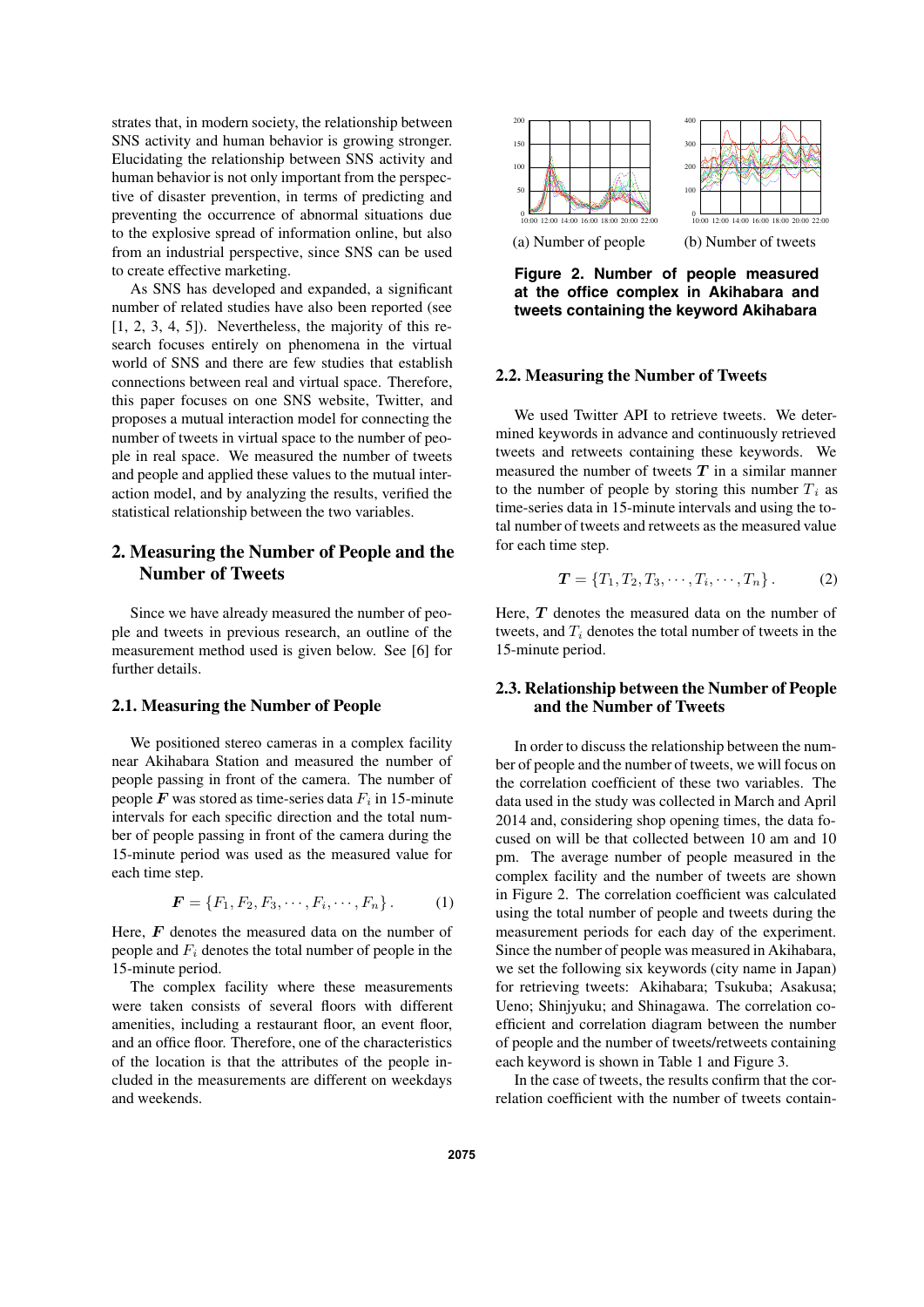strates that, in modern society, the relationship between SNS activity and human behavior is growing stronger. Elucidating the relationship between SNS activity and human behavior is not only important from the perspective of disaster prevention, in terms of predicting and preventing the occurrence of abnormal situations due to the explosive spread of information online, but also from an industrial perspective, since SNS can be used to create effective marketing.

As SNS has developed and expanded, a significant number of related studies have also been reported (see [1, 2, 3, 4, 5]). Nevertheless, the majority of this research focuses entirely on phenomena in the virtual world of SNS and there are few studies that establish connections between real and virtual space. Therefore, this paper focuses on one SNS website, Twitter, and proposes a mutual interaction model for connecting the number of tweets in virtual space to the number of people in real space. We measured the number of tweets and people and applied these values to the mutual interaction model, and by analyzing the results, verified the statistical relationship between the two variables.

## 2. Measuring the Number of People and the Number of Tweets

Since we have already measured the number of people and tweets in previous research, an outline of the measurement method used is given below. See [6] for further details.

### 2.1. Measuring the Number of People

We positioned stereo cameras in a complex facility near Akihabara Station and measured the number of people passing in front of the camera. The number of people $\boldsymbol{F}$ was stored as time-series data $F_i$ in 15-minute intervals for each specific direction and the total number of people passing in front of the camera during the 15-minute period was used as the measured value for each time step.

$$\boldsymbol{F} = \{F_1, F_2, F_3, \cdots, F_i, \cdots, F_n\}. \tag{1}$$

Here, $\boldsymbol{F}$ denotes the measured data on the number of people and $F_i$ denotes the total number of people in the 15-minute period.

The complex facility where these measurements were taken consists of several floors with different amenities, including a restaurant floor, an event floor, and an office floor. Therefore, one of the characteristics of the location is that the attributes of the people included in the measurements are different on weekdays and weekends.

(a) Number of people (b) Number of tweets

**Figure 2. Number of people measured at the office complex in Akihabara and tweets containing the keyword Akihabara**

### 2.2. Measuring the Number of Tweets

We used Twitter API to retrieve tweets. We determined keywords in advance and continuously retrieved tweets and retweets containing these keywords. We measured the number of tweets $\boldsymbol{T}$ in a similar manner to the number of people by storing this number $T_i$ as time-series data in 15-minute intervals and using the total number of tweets and retweets as the measured value for each time step.

$$\boldsymbol{T} = \{T_1, T_2, T_3, \cdots, T_i, \cdots, T_n\}. \tag{2}$$

Here, $\boldsymbol{T}$ denotes the measured data on the number of tweets, and $T_i$ denotes the total number of tweets in the 15-minute period.

### 2.3. Relationship between the Number of People and the Number of Tweets

In order to discuss the relationship between the number of people and the number of tweets, we will focus on the correlation coefficient of these two variables. The data used in the study was collected in March and April 2014 and, considering shop opening times, the data focused on will be that collected between 10 am and 10 pm. The average number of people measured in the complex facility and the number of tweets are shown in Figure 2. The correlation coefficient was calculated using the total number of people and tweets during the measurement periods for each day of the experiment. Since the number of people was measured in Akihabara, we set the following six keywords (city name in Japan) for retrieving tweets: Akihabara; Tsukuba; Asakusa; Ueno; Shinjyuku; and Shinagawa. The correlation coefficient and correlation diagram between the number of people and the number of tweets/retweets containing each keyword is shown in Table 1 and Figure 3.

In the case of tweets, the results confirm that the correlation coefficient with the number of tweets contain-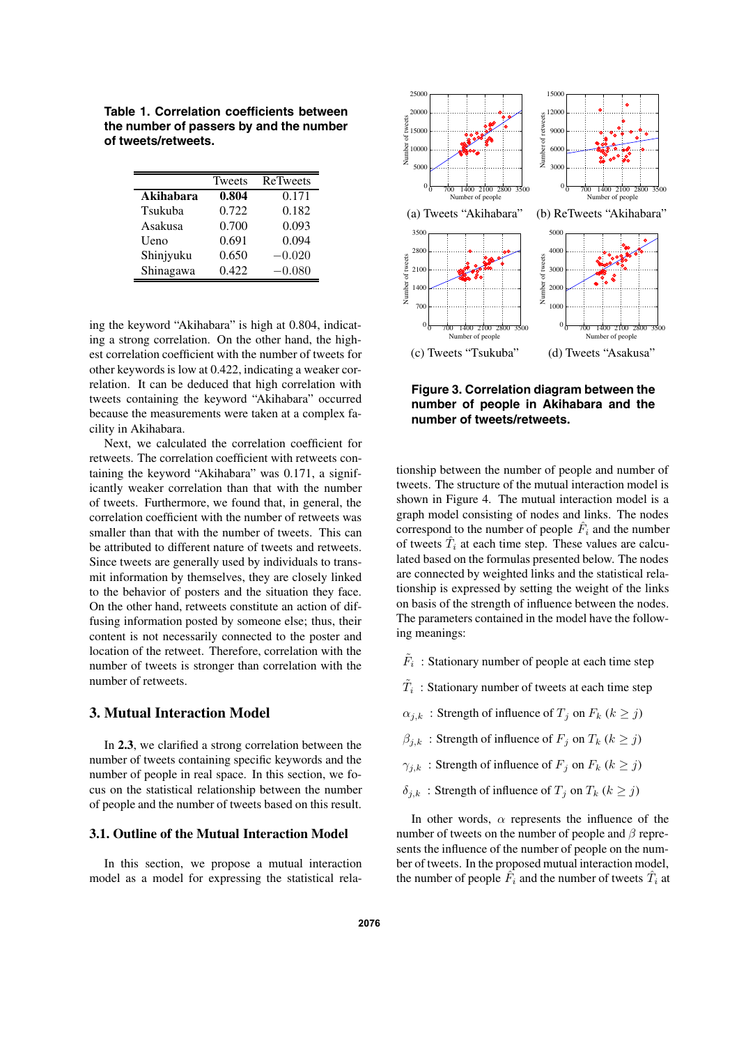**Table 1. Correlation coefficients between the number of passers by and the number of tweets/retweets.**

| | Tweets | ReTweets |
|---|---|---|
| **Akihabara** | **0.804** | 0.171 |
| Tsukuba | 0.722 | 0.182 |
| Asakusa | 0.700 | 0.093 |
| Ueno | 0.691 | 0.094 |
| Shinjyuku | 0.650 | $-0.020$ |
| Shinagawa | 0.422 | $-0.080$ |

ing the keyword "Akihabara" is high at 0.804, indicating a strong correlation. On the other hand, the highest correlation coefficient with the number of tweets for other keywords is low at 0.422, indicating a weaker correlation. It can be deduced that high correlation with tweets containing the keyword "Akihabara" occurred because the measurements were taken at a complex facility in Akihabara.

Next, we calculated the correlation coefficient for retweets. The correlation coefficient with retweets containing the keyword "Akihabara" was 0.171, a significantly weaker correlation than that with the number of tweets. Furthermore, we found that, in general, the correlation coefficient with the number of retweets was smaller than that with the number of tweets. This can be attributed to different nature of tweets and retweets. Since tweets are generally used by individuals to transmit information by themselves, they are closely linked to the behavior of posters and the situation they face. On the other hand, retweets constitute an action of diffusing information posted by someone else; thus, their content is not necessarily connected to the poster and location of the retweet. Therefore, correlation with the number of tweets is stronger than correlation with the number of retweets.

## 3. Mutual Interaction Model

In **2.3**, we clarified a strong correlation between the number of tweets containing specific keywords and the number of people in real space. In this section, we focus on the statistical relationship between the number of people and the number of tweets based on this result.

### 3.1. Outline of the Mutual Interaction Model

In this section, we propose a mutual interaction model as a model for expressing the statistical relationship between the number of people and number of tweets. The structure of the mutual interaction model is shown in Figure 4. The mutual interaction model is a graph model consisting of nodes and links. The nodes correspond to the number of people $\hat{F}_i$ and the number of tweets $\hat{T}_i$ at each time step. These values are calculated based on the formulas presented below. The nodes are connected by weighted links and the statistical relationship is expressed by setting the weight of the links on basis of the strength of influence between the nodes. The parameters contained in the model have the following meanings:

(a) Tweets "Akihabara" (b) ReTweets "Akihabara"

(c) Tweets "Tsukuba" (d) Tweets "Asakusa"

**Figure 3. Correlation diagram between the number of people in Akihabara and the number of tweets/retweets.**

$\tilde{F}_i$ : Stationary number of people at each time step

$\tilde{T}_i$ : Stationary number of tweets at each time step

$\alpha_{j,k}$ : Strength of influence of $T_j$ on $F_k$ $(k \geq j)$

$\beta_{j,k}$ : Strength of influence of $F_j$ on $T_k$ $(k \geq j)$

$\gamma_{j,k}$ : Strength of influence of $F_j$ on $F_k$ $(k \geq j)$

$\delta_{j,k}$ : Strength of influence of $T_j$ on $T_k$ $(k \geq j)$

In other words, $\alpha$ represents the influence of the number of tweets on the number of people and $\beta$ represents the influence of the number of people on the number of tweets. In the proposed mutual interaction model, the number of people $\hat{F}_i$ and the number of tweets $\hat{T}_i$ at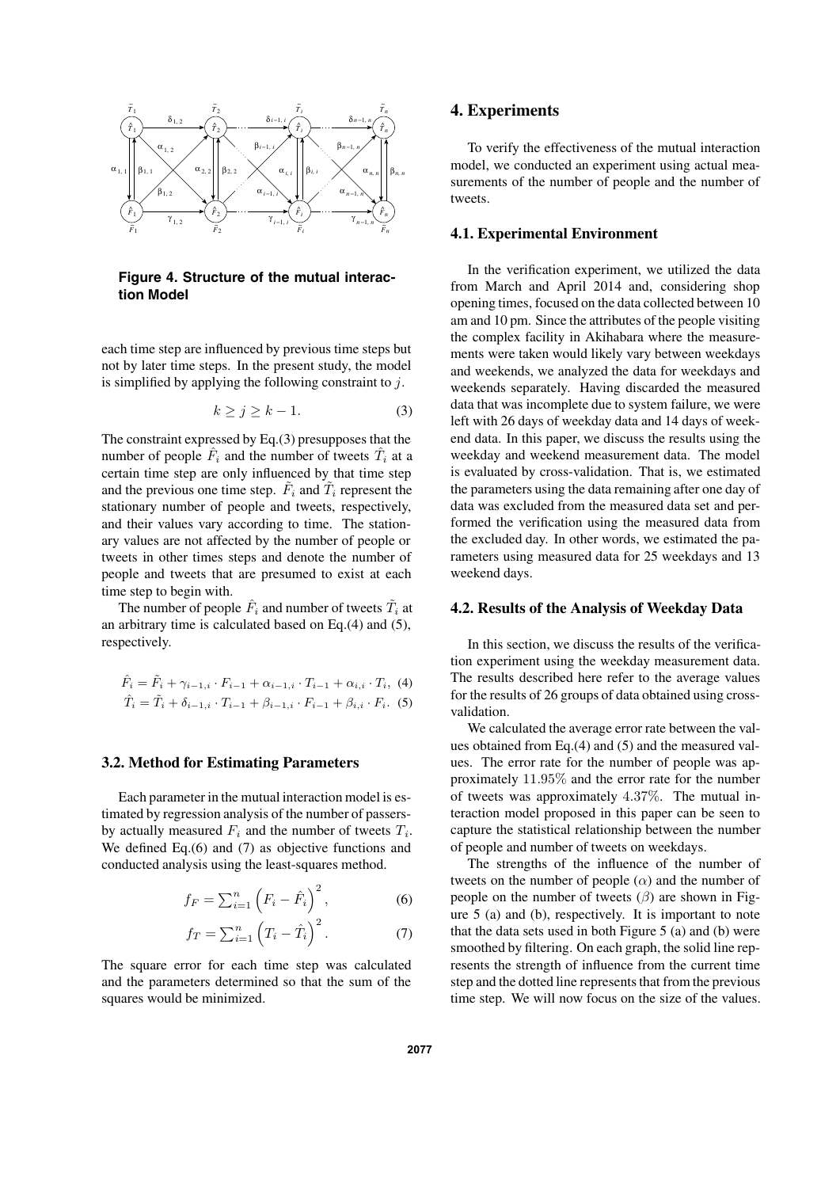**Figure 4. Structure of the mutual interaction Model**

each time step are influenced by previous time steps but not by later time steps. In the present study, the model is simplified by applying the following constraint to $j$.

$$k \geq j \geq k-1. \tag{3}$$

The constraint expressed by Eq.(3) presupposes that the number of people $\hat{F}_i$ and the number of tweets $\hat{T}_i$ at a certain time step are only influenced by that time step and the previous one time step. $\tilde{F}_i$ and $\tilde{T}_i$ represent the stationary number of people and tweets, respectively, and their values vary according to time. The stationary values are not affected by the number of people or tweets in other times steps and denote the number of people and tweets that are presumed to exist at each time step to begin with.

The number of people $\hat{F}_i$ and number of tweets $\hat{T}_i$ at an arbitrary time is calculated based on Eq.(4) and (5), respectively.

$$\hat{F}_i = \tilde{F}_i + \gamma_{i-1,i} \cdot F_{i-1} + \alpha_{i-1,i} \cdot T_{i-1} + \alpha_{i,i} \cdot T_i, \tag{4}$$

$$\hat{T}_i = \tilde{T}_i + \delta_{i-1,i} \cdot T_{i-1} + \beta_{i-1,i} \cdot F_{i-1} + \beta_{i,i} \cdot F_i. \tag{5}$$

### 3.2. Method for Estimating Parameters

Each parameter in the mutual interaction model is estimated by regression analysis of the number of passers-by actually measured $F_i$ and the number of tweets $T_i$. We defined Eq.(6) and (7) as objective functions and conducted analysis using the least-squares method.

$$f_F = \sum_{i=1}^{n} \left( F_i - \hat{F}_i \right)^2, \tag{6}$$

$$f_T = \sum_{i=1}^{n} \left( T_i - \hat{T}_i \right)^2. \tag{7}$$

The square error for each time step was calculated and the parameters determined so that the sum of the squares would be minimized.

## 4. Experiments

To verify the effectiveness of the mutual interaction model, we conducted an experiment using actual measurements of the number of people and the number of tweets.

### 4.1. Experimental Environment

In the verification experiment, we utilized the data from March and April 2014 and, considering shop opening times, focused on the data collected between 10 am and 10 pm. Since the attributes of the people visiting the complex facility in Akihabara where the measurements were taken would likely vary between weekdays and weekends, we analyzed the data for weekdays and weekends separately. Having discarded the measured data that was incomplete due to system failure, we were left with 26 days of weekday data and 14 days of weekend data. In this paper, we discuss the results using the weekday and weekend measurement data. The model is evaluated by cross-validation. That is, we estimated the parameters using the data remaining after one day of data was excluded from the measured data set and performed the verification using the measured data from the excluded day. In other words, we estimated the parameters using measured data for 25 weekdays and 13 weekend days.

### 4.2. Results of the Analysis of Weekday Data

In this section, we discuss the results of the verification experiment using the weekday measurement data. The results described here refer to the average values for the results of 26 groups of data obtained using cross-validation.

We calculated the average error rate between the values obtained from Eq.(4) and (5) and the measured values. The error rate for the number of people was approximately $11.95\%$ and the error rate for the number of tweets was approximately $4.37\%$. The mutual interaction model proposed in this paper can be seen to capture the statistical relationship between the number of people and number of tweets on weekdays.

The strengths of the influence of the number of tweets on the number of people ($\alpha$) and the number of people on the number of tweets ($\beta$) are shown in Figure 5 (a) and (b), respectively. It is important to note that the data sets used in both Figure 5 (a) and (b) were smoothed by filtering. On each graph, the solid line represents the strength of influence from the current time step and the dotted line represents that from the previous time step. We will now focus on the size of the values.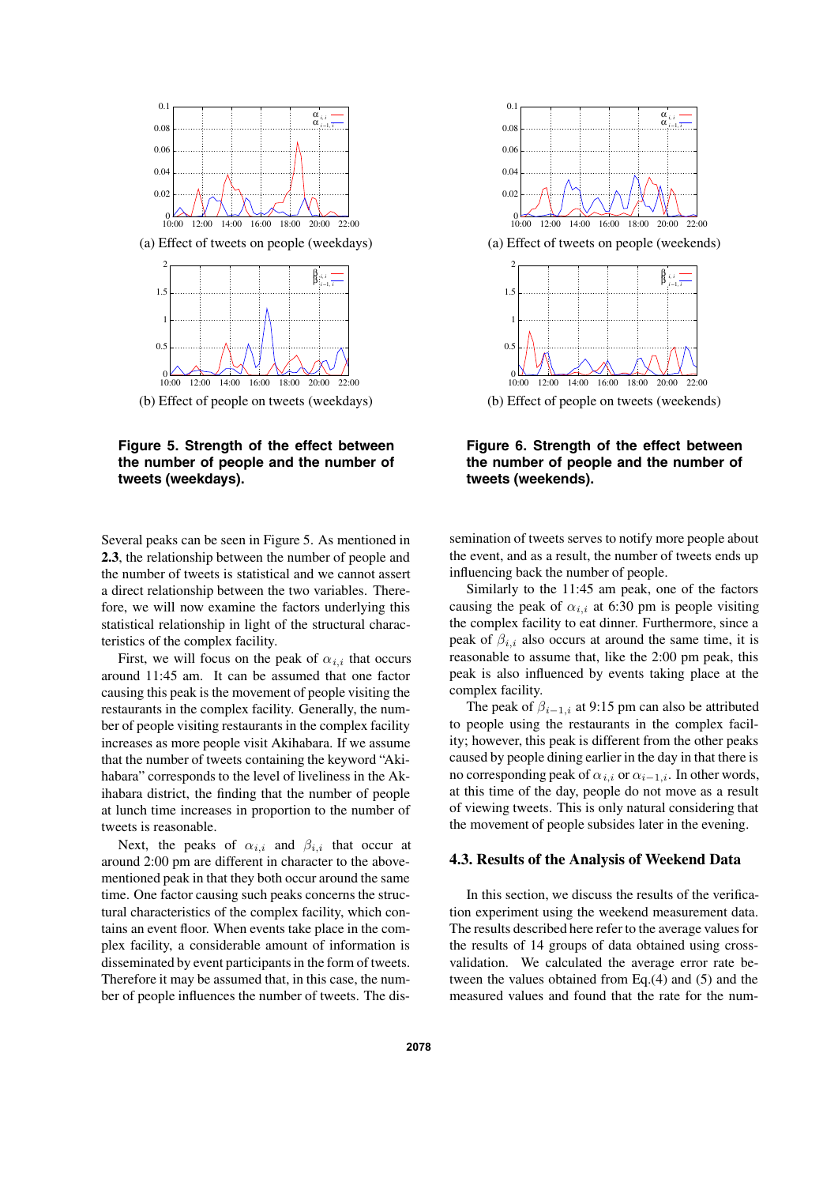(a) Effect of tweets on people (weekdays)

(b) Effect of people on tweets (weekdays)

**Figure 5. Strength of the effect between the number of people and the number of tweets (weekdays).**

(a) Effect of tweets on people (weekends)

(b) Effect of people on tweets (weekends)

**Figure 6. Strength of the effect between the number of people and the number of tweets (weekends).**

Several peaks can be seen in Figure 5. As mentioned in **2.3**, the relationship between the number of people and the number of tweets is statistical and we cannot assert a direct relationship between the two variables. Therefore, we will now examine the factors underlying this statistical relationship in light of the structural characteristics of the complex facility.

First, we will focus on the peak of $\alpha_{i,i}$ that occurs around 11:45 am. It can be assumed that one factor causing this peak is the movement of people visiting the restaurants in the complex facility. Generally, the number of people visiting restaurants in the complex facility increases as more people visit Akihabara. If we assume that the number of tweets containing the keyword "Akihabara" corresponds to the level of liveliness in the Akihabara district, the finding that the number of people at lunch time increases in proportion to the number of tweets is reasonable.

Next, the peaks of $\alpha_{i,i}$ and $\beta_{i,i}$ that occur at around 2:00 pm are different in character to the above-mentioned peak in that they both occur around the same time. One factor causing such peaks concerns the structural characteristics of the complex facility, which contains an event floor. When events take place in the complex facility, a considerable amount of information is disseminated by event participants in the form of tweets. Therefore it may be assumed that, in this case, the number of people influences the number of tweets. The dissemination of tweets serves to notify more people about the event, and as a result, the number of tweets ends up influencing back the number of people.

Similarly to the 11:45 am peak, one of the factors causing the peak of $\alpha_{i,i}$ at 6:30 pm is people visiting the complex facility to eat dinner. Furthermore, since a peak of $\beta_{i,i}$ also occurs at around the same time, it is reasonable to assume that, like the 2:00 pm peak, this peak is also influenced by events taking place at the complex facility.

The peak of $\beta_{i-1,i}$ at 9:15 pm can also be attributed to people using the restaurants in the complex facility; however, this peak is different from the other peaks caused by people dining earlier in the day in that there is no corresponding peak of $\alpha_{i,i}$ or $\alpha_{i-1,i}$. In other words, at this time of the day, people do not move as a result of viewing tweets. This is only natural considering that the movement of people subsides later in the evening.

### 4.3. Results of the Analysis of Weekend Data

In this section, we discuss the results of the verification experiment using the weekend measurement data. The results described here refer to the average values for the results of 14 groups of data obtained using cross-validation. We calculated the average error rate between the values obtained from Eq.(4) and (5) and the measured values and found that the rate for the num-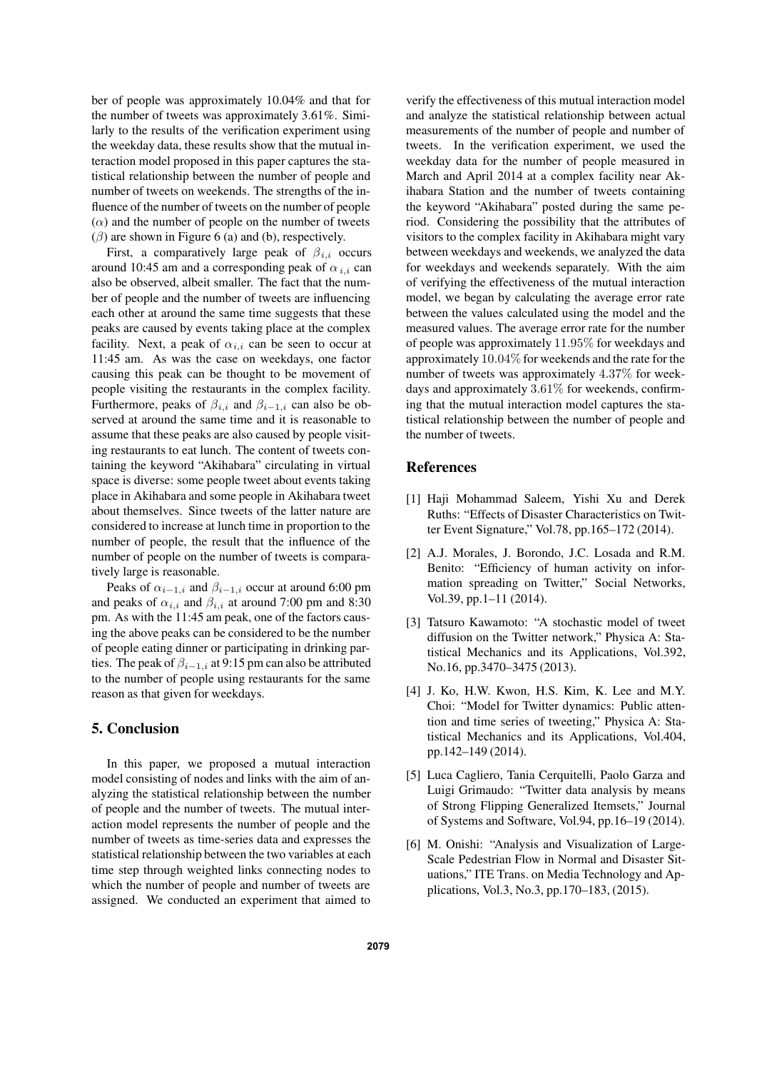ber of people was approximately 10.04% and that for the number of tweets was approximately 3.61%. Similarly to the results of the verification experiment using the weekday data, these results show that the mutual interaction model proposed in this paper captures the statistical relationship between the number of people and number of tweets on weekends. The strengths of the influence of the number of tweets on the number of people ($\alpha$) and the number of people on the number of tweets ($\beta$) are shown in Figure 6 (a) and (b), respectively.

First, a comparatively large peak of $\beta_{i,i}$ occurs around 10:45 am and a corresponding peak of $\alpha_{i,i}$ can also be observed, albeit smaller. The fact that the number of people and the number of tweets are influencing each other at around the same time suggests that these peaks are caused by events taking place at the complex facility. Next, a peak of $\alpha_{i,i}$ can be seen to occur at 11:45 am. As was the case on weekdays, one factor causing this peak can be thought to be movement of people visiting the restaurants in the complex facility. Furthermore, peaks of $\beta_{i,i}$ and $\beta_{i-1,i}$ can also be observed at around the same time and it is reasonable to assume that these peaks are also caused by people visiting restaurants to eat lunch. The content of tweets containing the keyword "Akihabara" circulating in virtual space is diverse: some people tweet about events taking place in Akihabara and some people in Akihabara tweet about themselves. Since tweets of the latter nature are considered to increase at lunch time in proportion to the number of people, the result that the influence of the number of people on the number of tweets is comparatively large is reasonable.

Peaks of $\alpha_{i-1,i}$ and $\beta_{i-1,i}$ occur at around 6:00 pm and peaks of $\alpha_{i,i}$ and $\beta_{i,i}$ at around 7:00 pm and 8:30 pm. As with the 11:45 am peak, one of the factors causing the above peaks can be considered to be the number of people eating dinner or participating in drinking parties. The peak of $\beta_{i-1,i}$ at 9:15 pm can also be attributed to the number of people using restaurants for the same reason as that given for weekdays.

## 5. Conclusion

In this paper, we proposed a mutual interaction model consisting of nodes and links with the aim of analyzing the statistical relationship between the number of people and the number of tweets. The mutual interaction model represents the number of people and the number of tweets as time-series data and expresses the statistical relationship between the two variables at each time step through weighted links connecting nodes to which the number of people and number of tweets are assigned. We conducted an experiment that aimed to verify the effectiveness of this mutual interaction model and analyze the statistical relationship between actual measurements of the number of people and number of tweets. In the verification experiment, we used the weekday data for the number of people measured in March and April 2014 at a complex facility near Akihabara Station and the number of tweets containing the keyword "Akihabara" posted during the same period. Considering the possibility that the attributes of visitors to the complex facility in Akihabara might vary between weekdays and weekends, we analyzed the data for weekdays and weekends separately. With the aim of verifying the effectiveness of the mutual interaction model, we began by calculating the average error rate between the values calculated using the model and the measured values. The average error rate for the number of people was approximately $11.95\%$ for weekdays and approximately $10.04\%$ for weekends and the rate for the number of tweets was approximately $4.37\%$ for weekdays and approximately $3.61\%$ for weekends, confirming that the mutual interaction model captures the statistical relationship between the number of people and the number of tweets.

## References

[1] Haji Mohammad Saleem, Yishi Xu and Derek Ruths: "Effects of Disaster Characteristics on Twitter Event Signature," Vol.78, pp.165–172 (2014).

[2] A.J. Morales, J. Borondo, J.C. Losada and R.M. Benito: "Efficiency of human activity on information spreading on Twitter," Social Networks, Vol.39, pp.1–11 (2014).

[3] Tatsuro Kawamoto: "A stochastic model of tweet diffusion on the Twitter network," Physica A: Statistical Mechanics and its Applications, Vol.392, No.16, pp.3470–3475 (2013).

[4] J. Ko, H.W. Kwon, H.S. Kim, K. Lee and M.Y. Choi: "Model for Twitter dynamics: Public attention and time series of tweeting," Physica A: Statistical Mechanics and its Applications, Vol.404, pp.142–149 (2014).

[5] Luca Cagliero, Tania Cerquitelli, Paolo Garza and Luigi Grimaudo: "Twitter data analysis by means of Strong Flipping Generalized Itemsets," Journal of Systems and Software, Vol.94, pp.16–19 (2014).

[6] M. Onishi: "Analysis and Visualization of Large-Scale Pedestrian Flow in Normal and Disaster Situations," ITE Trans. on Media Technology and Applications, Vol.3, No.3, pp.170–183, (2015).